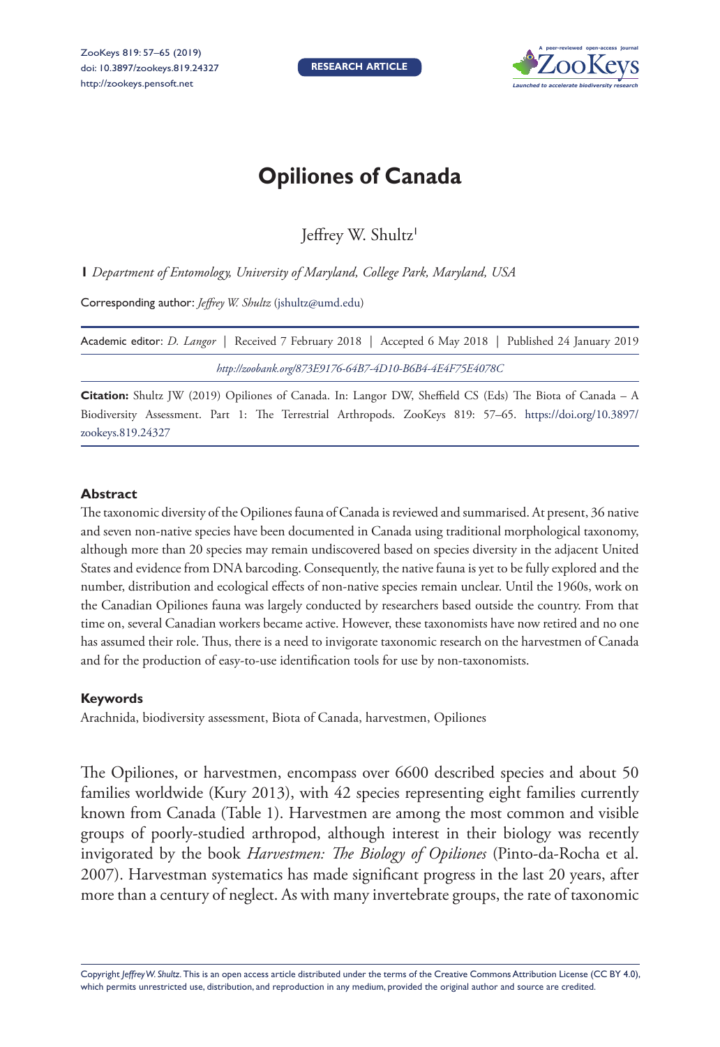# Opiliones of Canada

Jeffrey W. Shultz[1]

**1** *Department of Entomology, University of Maryland, College Park, Maryland, USA*

Corresponding author: *Jeffrey W. Shultz* (jshultz@umd.edu)

Academic editor: *D. Langor* | Received 7 February 2018 | Accepted 6 May 2018 | Published 24 January 2019

*http://zoobank.org/873E9176-64B7-4D10-B6B4-4E4F75E4078C*

**Citation:** Shultz JW (2019) Opiliones of Canada. In: Langor DW, Sheffield CS (Eds) The Biota of Canada – A Biodiversity Assessment. Part 1: The Terrestrial Arthropods. ZooKeys 819: 57–65. https://doi.org/10.3897/zookeys.819.24327

## Abstract

The taxonomic diversity of the Opiliones fauna of Canada is reviewed and summarised. At present, 36 native and seven non-native species have been documented in Canada using traditional morphological taxonomy, although more than 20 species may remain undiscovered based on species diversity in the adjacent United States and evidence from DNA barcoding. Consequently, the native fauna is yet to be fully explored and the number, distribution and ecological effects of non-native species remain unclear. Until the 1960s, work on the Canadian Opiliones fauna was largely conducted by researchers based outside the country. From that time on, several Canadian workers became active. However, these taxonomists have now retired and no one has assumed their role. Thus, there is a need to invigorate taxonomic research on the harvestmen of Canada and for the production of easy-to-use identification tools for use by non-taxonomists.

## Keywords

Arachnida, biodiversity assessment, Biota of Canada, harvestmen, Opiliones

The Opiliones, or harvestmen, encompass over 6600 described species and about 50 families worldwide (Kury 2013), with 42 species representing eight families currently known from Canada (Table 1). Harvestmen are among the most common and visible groups of poorly-studied arthropod, although interest in their biology was recently invigorated by the book *Harvestmen: The Biology of Opiliones* (Pinto-da-Rocha et al. 2007). Harvestman systematics has made significant progress in the last 20 years, after more than a century of neglect. As with many invertebrate groups, the rate of taxonomic

Copyright *Jeffrey W. Shultz*. This is an open access article distributed under the terms of the Creative Commons Attribution License (CC BY 4.0), which permits unrestricted use, distribution, and reproduction in any medium, provided the original author and source are credited.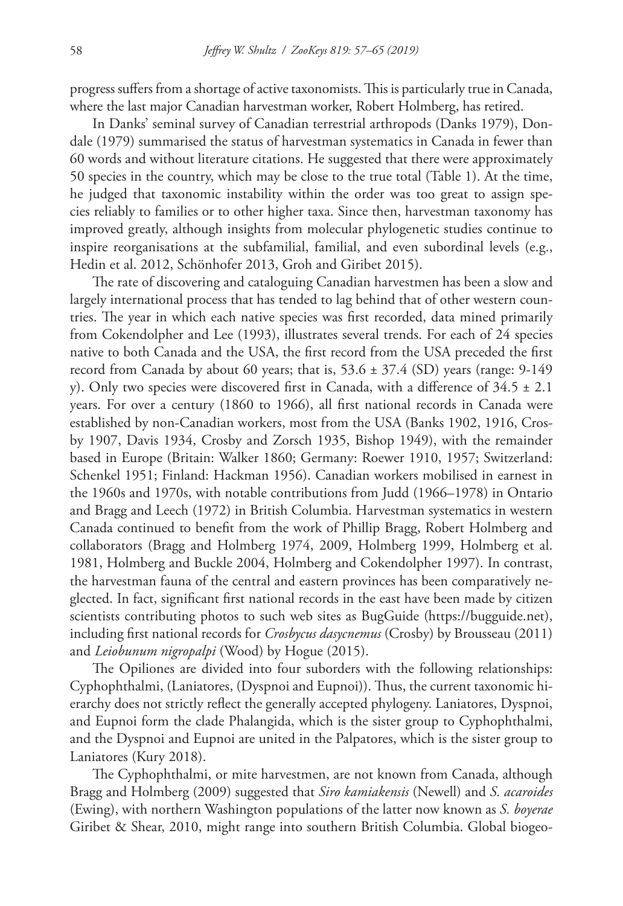progress suffers from a shortage of active taxonomists. This is particularly true in Canada, where the last major Canadian harvestman worker, Robert Holmberg, has retired.

In Danks' seminal survey of Canadian terrestrial arthropods (Danks 1979), Dondale (1979) summarised the status of harvestman systematics in Canada in fewer than 60 words and without literature citations. He suggested that there were approximately 50 species in the country, which may be close to the true total (Table 1). At the time, he judged that taxonomic instability within the order was too great to assign species reliably to families or to other higher taxa. Since then, harvestman taxonomy has improved greatly, although insights from molecular phylogenetic studies continue to inspire reorganisations at the subfamilial, familial, and even subordinal levels (e.g., Hedin et al. 2012, Schönhofer 2013, Groh and Giribet 2015).

The rate of discovering and cataloguing Canadian harvestmen has been a slow and largely international process that has tended to lag behind that of other western countries. The year in which each native species was first recorded, data mined primarily from Cokendolpher and Lee (1993), illustrates several trends. For each of 24 species native to both Canada and the USA, the first record from the USA preceded the first record from Canada by about 60 years; that is, 53.6 ± 37.4 (SD) years (range: 9-149 y). Only two species were discovered first in Canada, with a difference of 34.5 ± 2.1 years. For over a century (1860 to 1966), all first national records in Canada were established by non-Canadian workers, most from the USA (Banks 1902, 1916, Crosby 1907, Davis 1934, Crosby and Zorsch 1935, Bishop 1949), with the remainder based in Europe (Britain: Walker 1860; Germany: Roewer 1910, 1957; Switzerland: Schenkel 1951; Finland: Hackman 1956). Canadian workers mobilised in earnest in the 1960s and 1970s, with notable contributions from Judd (1966–1978) in Ontario and Bragg and Leech (1972) in British Columbia. Harvestman systematics in western Canada continued to benefit from the work of Phillip Bragg, Robert Holmberg and collaborators (Bragg and Holmberg 1974, 2009, Holmberg 1999, Holmberg et al. 1981, Holmberg and Buckle 2004, Holmberg and Cokendolpher 1997). In contrast, the harvestman fauna of the central and eastern provinces has been comparatively neglected. In fact, significant first national records in the east have been made by citizen scientists contributing photos to such web sites as BugGuide (https://bugguide.net), including first national records for *Crosbycus dasycnemus* (Crosby) by Brousseau (2011) and *Leiobunum nigropalpi* (Wood) by Hogue (2015).

The Opiliones are divided into four suborders with the following relationships: Cyphophthalmi, (Laniatores, (Dyspnoi and Eupnoi)). Thus, the current taxonomic hierarchy does not strictly reflect the generally accepted phylogeny. Laniatores, Dyspnoi, and Eupnoi form the clade Phalangida, which is the sister group to Cyphophthalmi, and the Dyspnoi and Eupnoi are united in the Palpatores, which is the sister group to Laniatores (Kury 2018).

The Cyphophthalmi, or mite harvestmen, are not known from Canada, although Bragg and Holmberg (2009) suggested that *Siro kamiakensis* (Newell) and *S. acaroides* (Ewing), with northern Washington populations of the latter now known as *S. boyerae* Giribet & Shear, 2010, might range into southern British Columbia. Global biogeo-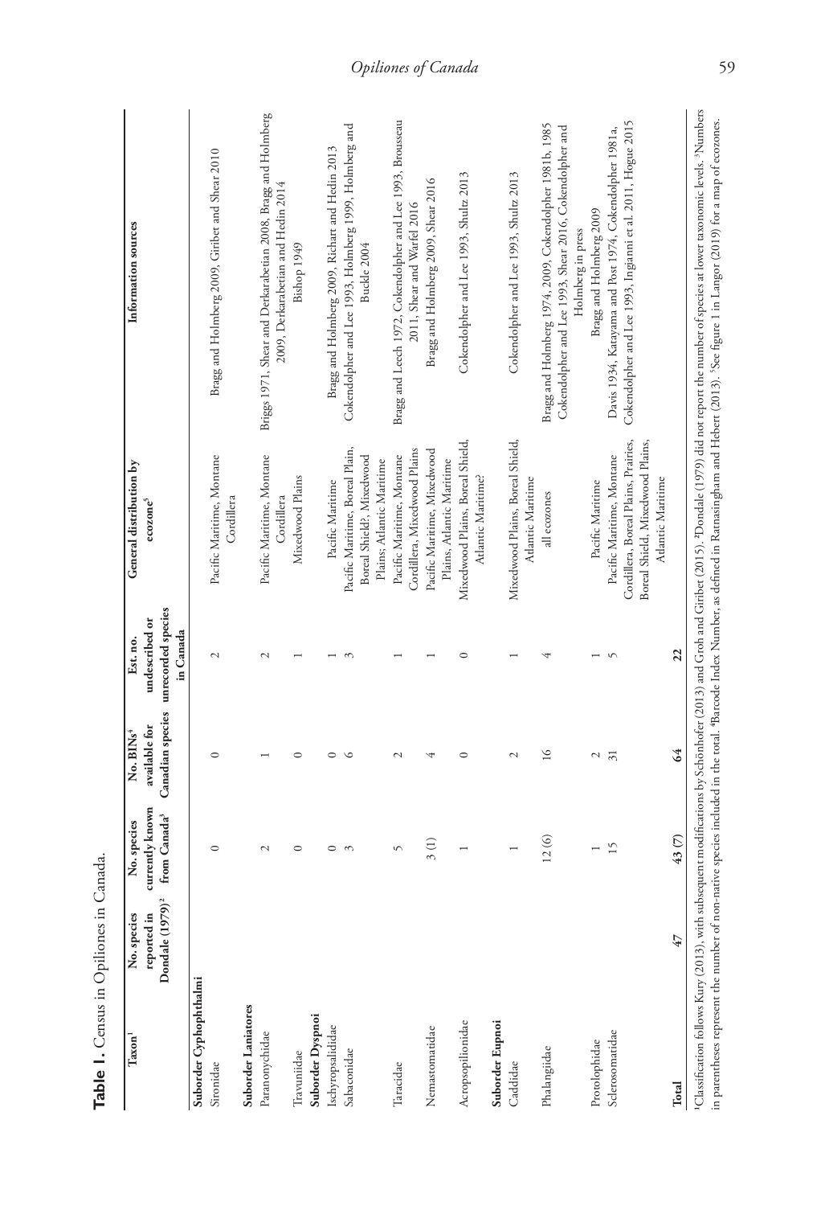**Table 1.** Census in Opiliones in Canada.

| Taxon[1] | No. species reported in Dondale (1979)[2] | No. species currently known from Canada[3] | No. BINs[4] available for Canadian species | Est. no. undescribed or unrecorded species in Canada | General distribution by ecozone[5] | Information sources |
|---|---|---|---|---|---|---|
| **Suborder Cyphophthalmi** | | | | | | |
| Sironidae | | 0 | 0 | 2 | Pacific Maritime, Montane Cordillera | Bragg and Holmberg 2009, Giribet and Shear 2010 |
| **Suborder Laniatores** | | | | | | |
| Paranonychidae | | 2 | 1 | 2 | Pacific Maritime, Montane Cordillera | Briggs 1971, Shear and Derkarabetian 2008, Bragg and Holmberg 2009, Derkarabetian and Hedin 2014 |
| Travuniidae | | 0 | 0 | 1 | Mixedwood Plains | Bishop 1949 |
| **Suborder Dyspnoi** | | | | | | |
| Ischyropsalididae | | 0 | 0 | 1 | Pacific Maritime | Bragg and Holmberg 2009, Richart and Hedin 2013 |
| Sabaconidae | | 3 | 6 | 3 | Pacific Maritime, Boreal Plain, Boreal Shield?, Mixedwood Plains; Atlantic Maritime | Cokendolpher and Lee 1993, Holmberg 1999, Holmberg and Buckle 2004 |
| Taracidae | | 5 | 2 | 1 | Pacific Maritime, Montane Cordillera, Mixedwood Plains | Bragg and Leech 1972, Cokendolpher and Lee 1993, Brousseau 2011, Shear and Warfel 2016 |
| Nemastomatidae | | 3 (1) | 4 | 1 | Pacific Maritime, Mixedwood Plains, Atlantic Maritime | Bragg and Holmberg 2009, Shear 2016 |
| Acropsopilionidae | | 1 | 0 | 0 | Mixedwood Plains, Boreal Shield, Atlantic Maritime? | Cokendolpher and Lee 1993, Shultz 2013 |
| **Suborder Eupnoi** | | | | | | |
| Caddidae | | 1 | 2 | 1 | Mixedwood Plains, Boreal Shield, Atlantic Maritime | Cokendolpher and Lee 1993, Shultz 2013 |
| Phalangiidae | | 12 (6) | 16 | 4 | all ecozones | Bragg and Holmberg 1974, 2009, Cokendolpher 1981b, 1985 Cokendolpher and Lee 1993, Shear 2016, Cokendolpher and Holmberg in press |
| Protolophidae | | 1 | 2 | 1 | Pacific Maritime | Bragg and Holmberg 2009 |
| Sclerosomatidae | | 15 | 31 | 5 | Pacific Maritime, Montane Cordillera, Boreal Plains, Prairies, Boreal Shield, Mixedwood Plains, Atlantic Maritime | Davis 1934, Katayama and Post 1974, Cokendolpher 1981a, Cokendolpher and Lee 1993, Ingianni et al. 2011, Hogue 2015 |
| **Total** | 47 | 43 (7) | 64 | 22 | | |

[1]Classification follows Kury (2013), with subsequent modifications by Schönhofer (2013) and Groh and Giribet (2015). [2]Dondale (1979) did not report the number of species at lower taxonomic levels. [3]Numbers in parentheses represent the number of non-native species included in the total. [4]Barcode Index Number, as defined in Ratnasingham and Hebert (2013). [5]See figure 1 in Langor (2019) for a map of ecozones.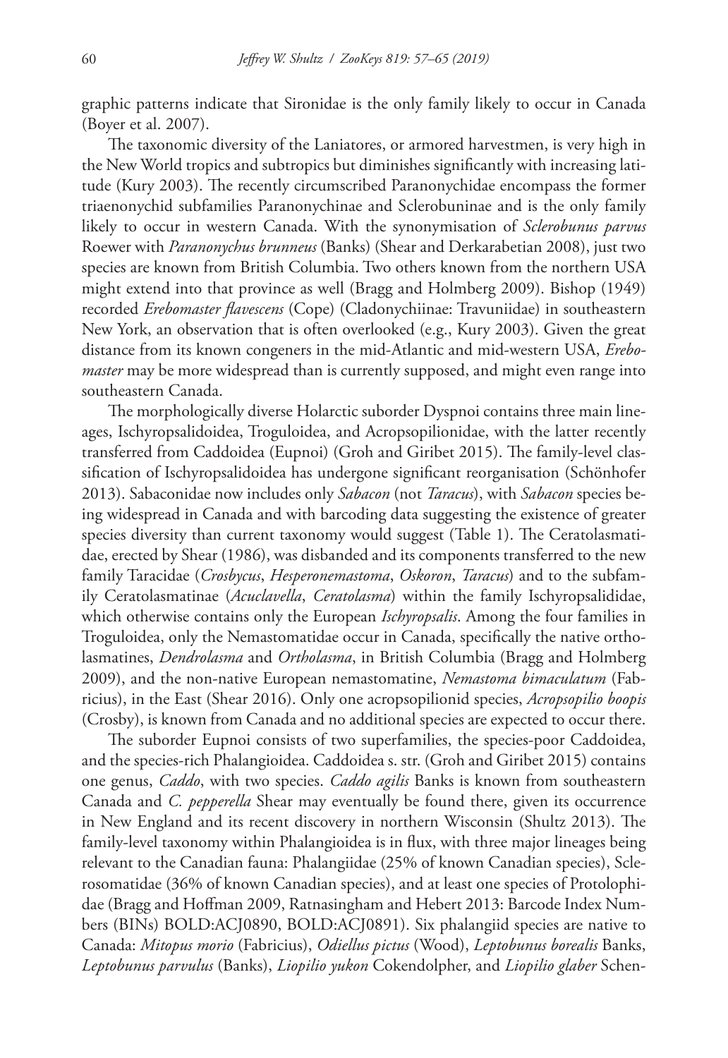graphic patterns indicate that Sironidae is the only family likely to occur in Canada (Boyer et al. 2007).

The taxonomic diversity of the Laniatores, or armored harvestmen, is very high in the New World tropics and subtropics but diminishes significantly with increasing latitude (Kury 2003). The recently circumscribed Paranonychidae encompass the former triaenonychid subfamilies Paranonychinae and Sclerobuninae and is the only family likely to occur in western Canada. With the synonymisation of *Sclerobunus parvus* Roewer with *Paranonychus brunneus* (Banks) (Shear and Derkarabetian 2008), just two species are known from British Columbia. Two others known from the northern USA might extend into that province as well (Bragg and Holmberg 2009). Bishop (1949) recorded *Erebomaster flavescens* (Cope) (Cladonychiinae: Travuniidae) in southeastern New York, an observation that is often overlooked (e.g., Kury 2003). Given the great distance from its known congeners in the mid-Atlantic and mid-western USA, *Erebomaster* may be more widespread than is currently supposed, and might even range into southeastern Canada.

The morphologically diverse Holarctic suborder Dyspnoi contains three main lineages, Ischyropsalidoidea, Troguloidea, and Acropsopilionidae, with the latter recently transferred from Caddoidea (Eupnoi) (Groh and Giribet 2015). The family-level classification of Ischyropsalidoidea has undergone significant reorganisation (Schönhofer 2013). Sabaconidae now includes only *Sabacon* (not *Taracus*), with *Sabacon* species being widespread in Canada and with barcoding data suggesting the existence of greater species diversity than current taxonomy would suggest (Table 1). The Ceratolasmatidae, erected by Shear (1986), was disbanded and its components transferred to the new family Taracidae (*Crosbycus*, *Hesperonemastoma*, *Oskoron*, *Taracus*) and to the subfamily Ceratolasmatinae (*Acuclavella*, *Ceratolasma*) within the family Ischyropsalididae, which otherwise contains only the European *Ischyropsalis*. Among the four families in Troguloidea, only the Nemastomatidae occur in Canada, specifically the native ortholasmatines, *Dendrolasma* and *Ortholasma*, in British Columbia (Bragg and Holmberg 2009), and the non-native European nemastomatine, *Nemastoma bimaculatum* (Fabricius), in the East (Shear 2016). Only one acropsopilionid species, *Acropsopilio boopis* (Crosby), is known from Canada and no additional species are expected to occur there.

The suborder Eupnoi consists of two superfamilies, the species-poor Caddoidea, and the species-rich Phalangioidea. Caddoidea s. str. (Groh and Giribet 2015) contains one genus, *Caddo*, with two species. *Caddo agilis* Banks is known from southeastern Canada and *C. pepperella* Shear may eventually be found there, given its occurrence in New England and its recent discovery in northern Wisconsin (Shultz 2013). The family-level taxonomy within Phalangioidea is in flux, with three major lineages being relevant to the Canadian fauna: Phalangiidae (25% of known Canadian species), Sclerosomatidae (36% of known Canadian species), and at least one species of Protolophidae (Bragg and Hoffman 2009, Ratnasingham and Hebert 2013: Barcode Index Numbers (BINs) BOLD:ACJ0890, BOLD:ACJ0891). Six phalangiid species are native to Canada: *Mitopus morio* (Fabricius), *Odiellus pictus* (Wood), *Leptobunus borealis* Banks, *Leptobunus parvulus* (Banks), *Liopilio yukon* Cokendolpher, and *Liopilio glaber* Schen-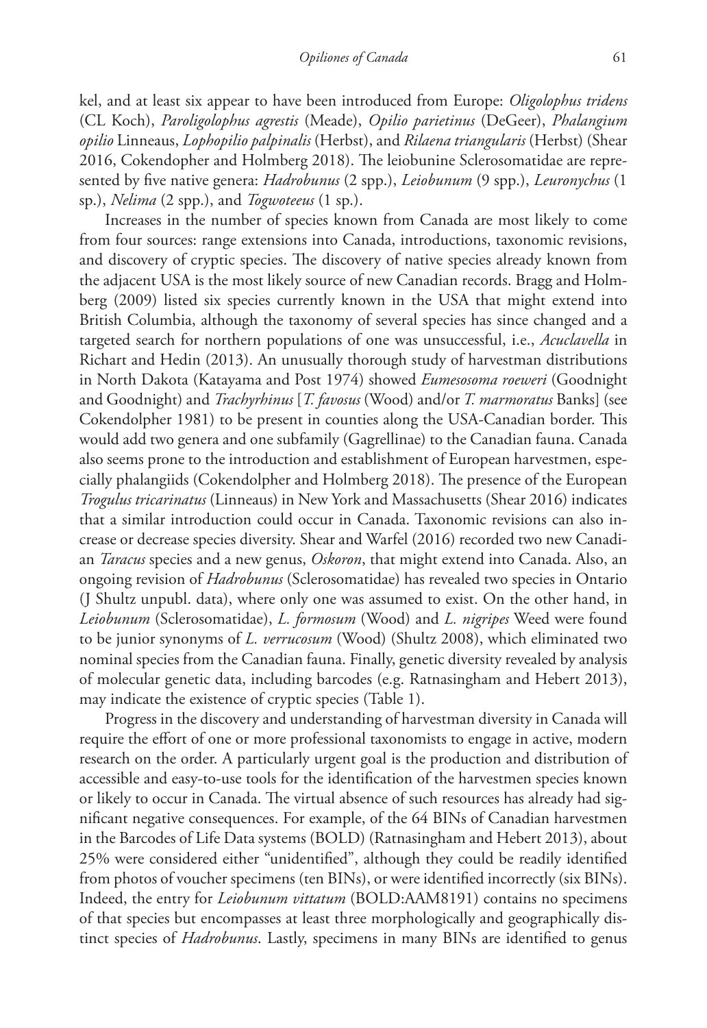kel, and at least six appear to have been introduced from Europe: *Oligolophus tridens* (CL Koch), *Paroligolophus agrestis* (Meade), *Opilio parietinus* (DeGeer), *Phalangium opilio* Linneaus, *Lophopilio palpinalis* (Herbst), and *Rilaena triangularis* (Herbst) (Shear 2016, Cokendopher and Holmberg 2018). The leiobunine Sclerosomatidae are represented by five native genera: *Hadrobunus* (2 spp.), *Leiobunum* (9 spp.), *Leuronychus* (1 sp.), *Nelima* (2 spp.), and *Togwoteeus* (1 sp.).

Increases in the number of species known from Canada are most likely to come from four sources: range extensions into Canada, introductions, taxonomic revisions, and discovery of cryptic species. The discovery of native species already known from the adjacent USA is the most likely source of new Canadian records. Bragg and Holmberg (2009) listed six species currently known in the USA that might extend into British Columbia, although the taxonomy of several species has since changed and a targeted search for northern populations of one was unsuccessful, i.e., *Acuclavella* in Richart and Hedin (2013). An unusually thorough study of harvestman distributions in North Dakota (Katayama and Post 1974) showed *Eumesosoma roeweri* (Goodnight and Goodnight) and *Trachyrhinus* [*T. favosus* (Wood) and/or *T. marmoratus* Banks] (see Cokendolpher 1981) to be present in counties along the USA-Canadian border. This would add two genera and one subfamily (Gagrellinae) to the Canadian fauna. Canada also seems prone to the introduction and establishment of European harvestmen, especially phalangiids (Cokendolpher and Holmberg 2018). The presence of the European *Trogulus tricarinatus* (Linneaus) in New York and Massachusetts (Shear 2016) indicates that a similar introduction could occur in Canada. Taxonomic revisions can also increase or decrease species diversity. Shear and Warfel (2016) recorded two new Canadian *Taracus* species and a new genus, *Oskoron*, that might extend into Canada. Also, an ongoing revision of *Hadrobunus* (Sclerosomatidae) has revealed two species in Ontario (J Shultz unpubl. data), where only one was assumed to exist. On the other hand, in *Leiobunum* (Sclerosomatidae), *L. formosum* (Wood) and *L. nigripes* Weed were found to be junior synonyms of *L. verrucosum* (Wood) (Shultz 2008), which eliminated two nominal species from the Canadian fauna. Finally, genetic diversity revealed by analysis of molecular genetic data, including barcodes (e.g. Ratnasingham and Hebert 2013), may indicate the existence of cryptic species (Table 1).

Progress in the discovery and understanding of harvestman diversity in Canada will require the effort of one or more professional taxonomists to engage in active, modern research on the order. A particularly urgent goal is the production and distribution of accessible and easy-to-use tools for the identification of the harvestmen species known or likely to occur in Canada. The virtual absence of such resources has already had significant negative consequences. For example, of the 64 BINs of Canadian harvestmen in the Barcodes of Life Data systems (BOLD) (Ratnasingham and Hebert 2013), about 25% were considered either "unidentified", although they could be readily identified from photos of voucher specimens (ten BINs), or were identified incorrectly (six BINs). Indeed, the entry for *Leiobunum vittatum* (BOLD:AAM8191) contains no specimens of that species but encompasses at least three morphologically and geographically distinct species of *Hadrobunus*. Lastly, specimens in many BINs are identified to genus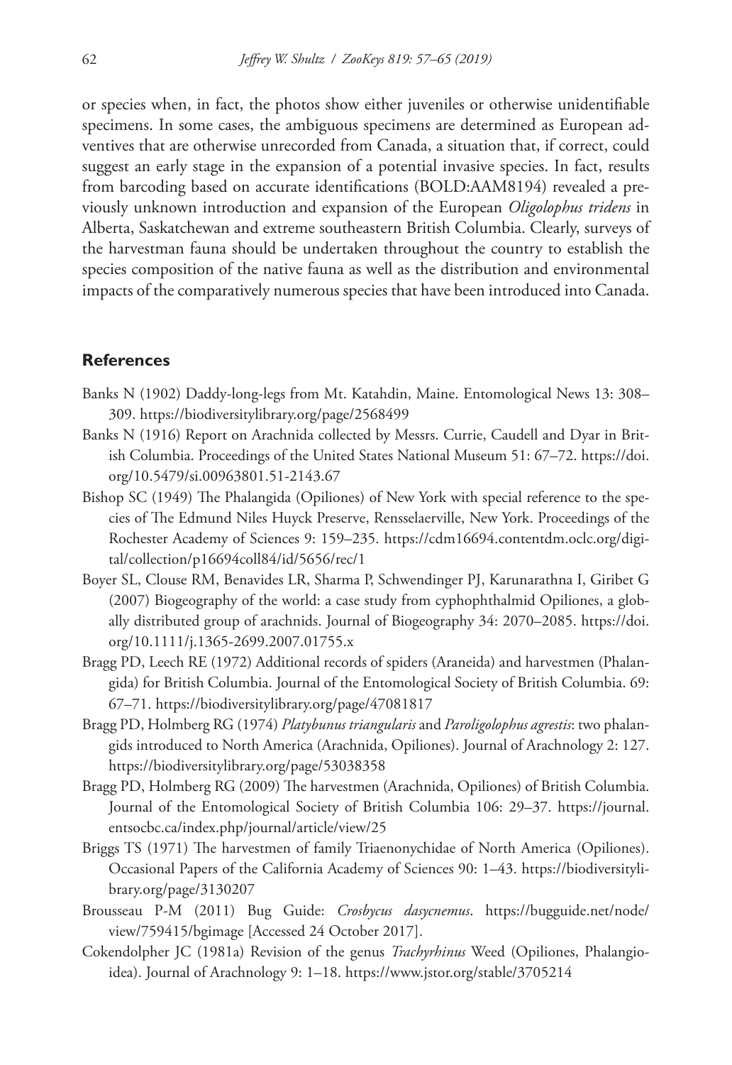or species when, in fact, the photos show either juveniles or otherwise unidentifiable specimens. In some cases, the ambiguous specimens are determined as European adventives that are otherwise unrecorded from Canada, a situation that, if correct, could suggest an early stage in the expansion of a potential invasive species. In fact, results from barcoding based on accurate identifications (BOLD:AAM8194) revealed a previously unknown introduction and expansion of the European *Oligolophus tridens* in Alberta, Saskatchewan and extreme southeastern British Columbia. Clearly, surveys of the harvestman fauna should be undertaken throughout the country to establish the species composition of the native fauna as well as the distribution and environmental impacts of the comparatively numerous species that have been introduced into Canada.

## References

Banks N (1902) Daddy-long-legs from Mt. Katahdin, Maine. Entomological News 13: 308–309. https://biodiversitylibrary.org/page/2568499

Banks N (1916) Report on Arachnida collected by Messrs. Currie, Caudell and Dyar in British Columbia. Proceedings of the United States National Museum 51: 67–72. https://doi.org/10.5479/si.00963801.51-2143.67

Bishop SC (1949) The Phalangida (Opiliones) of New York with special reference to the species of The Edmund Niles Huyck Preserve, Rensselaerville, New York. Proceedings of the Rochester Academy of Sciences 9: 159–235. https://cdm16694.contentdm.oclc.org/digital/collection/p16694coll84/id/5656/rec/1

Boyer SL, Clouse RM, Benavides LR, Sharma P, Schwendinger PJ, Karunarathna I, Giribet G (2007) Biogeography of the world: a case study from cyphophthalmid Opiliones, a globally distributed group of arachnids. Journal of Biogeography 34: 2070–2085. https://doi.org/10.1111/j.1365-2699.2007.01755.x

Bragg PD, Leech RE (1972) Additional records of spiders (Araneida) and harvestmen (Phalangida) for British Columbia. Journal of the Entomological Society of British Columbia. 69: 67–71. https://biodiversitylibrary.org/page/47081817

Bragg PD, Holmberg RG (1974) *Platybunus triangularis* and *Paroligolophus agrestis*: two phalangids introduced to North America (Arachnida, Opiliones). Journal of Arachnology 2: 127. https://biodiversitylibrary.org/page/53038358

Bragg PD, Holmberg RG (2009) The harvestmen (Arachnida, Opiliones) of British Columbia. Journal of the Entomological Society of British Columbia 106: 29–37. https://journal.entsocbc.ca/index.php/journal/article/view/25

Briggs TS (1971) The harvestmen of family Triaenonychidae of North America (Opiliones). Occasional Papers of the California Academy of Sciences 90: 1–43. https://biodiversitylibrary.org/page/3130207

Brousseau P-M (2011) Bug Guide: *Crosbycus dasycnemus*. https://bugguide.net/node/view/759415/bgimage [Accessed 24 October 2017].

Cokendolpher JC (1981a) Revision of the genus *Trachyrhinus* Weed (Opiliones, Phalangioidea). Journal of Arachnology 9: 1–18. https://www.jstor.org/stable/3705214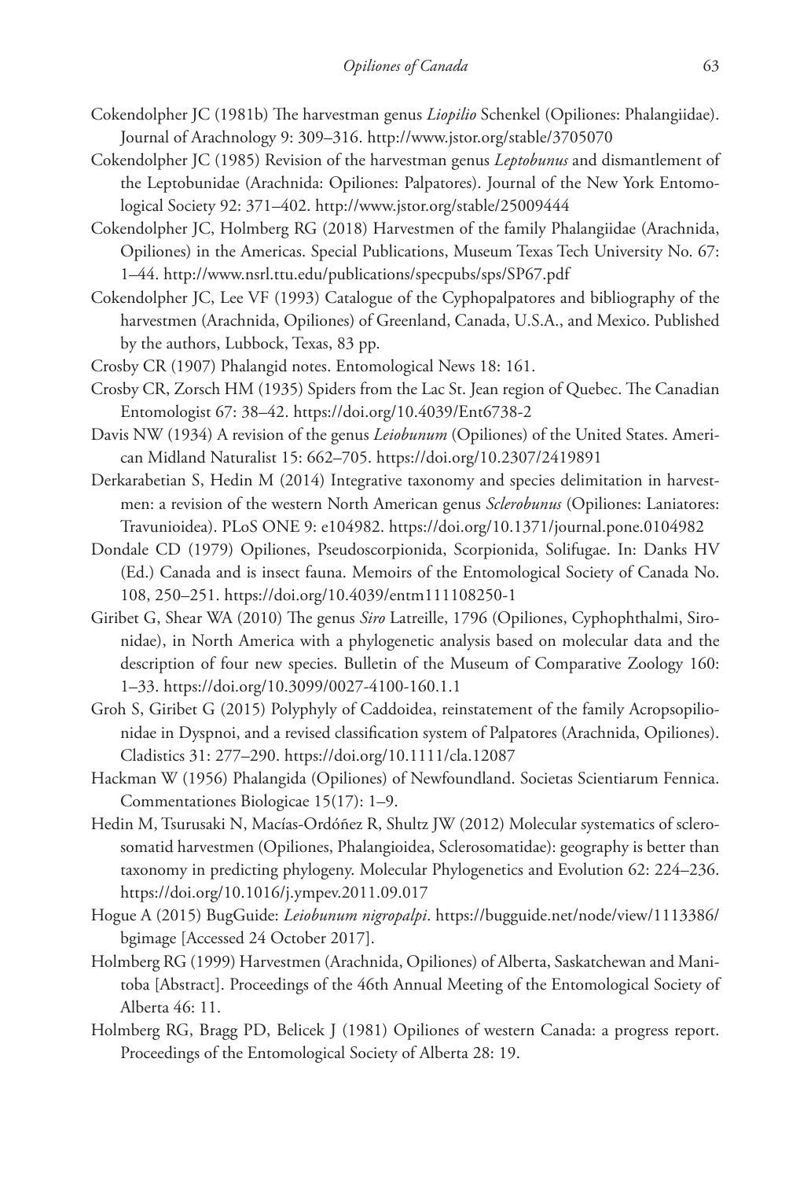Cokendolpher JC (1981b) The harvestman genus *Liopilio* Schenkel (Opiliones: Phalangiidae). Journal of Arachnology 9: 309–316. http://www.jstor.org/stable/3705070

Cokendolpher JC (1985) Revision of the harvestman genus *Leptobunus* and dismantlement of the Leptobunidae (Arachnida: Opiliones: Palpatores). Journal of the New York Entomological Society 92: 371–402. http://www.jstor.org/stable/25009444

Cokendolpher JC, Holmberg RG (2018) Harvestmen of the family Phalangiidae (Arachnida, Opiliones) in the Americas. Special Publications, Museum Texas Tech University No. 67: 1–44. http://www.nsrl.ttu.edu/publications/specpubs/sps/SP67.pdf

Cokendolpher JC, Lee VF (1993) Catalogue of the Cyphopalpatores and bibliography of the harvestmen (Arachnida, Opiliones) of Greenland, Canada, U.S.A., and Mexico. Published by the authors, Lubbock, Texas, 83 pp.

Crosby CR (1907) Phalangid notes. Entomological News 18: 161.

Crosby CR, Zorsch HM (1935) Spiders from the Lac St. Jean region of Quebec. The Canadian Entomologist 67: 38–42. https://doi.org/10.4039/Ent6738-2

Davis NW (1934) A revision of the genus *Leiobunum* (Opiliones) of the United States. American Midland Naturalist 15: 662–705. https://doi.org/10.2307/2419891

Derkarabetian S, Hedin M (2014) Integrative taxonomy and species delimitation in harvestmen: a revision of the western North American genus *Sclerobunus* (Opiliones: Laniatores: Travunioidea). PLoS ONE 9: e104982. https://doi.org/10.1371/journal.pone.0104982

Dondale CD (1979) Opiliones, Pseudoscorpionida, Scorpionida, Solifugae. In: Danks HV (Ed.) Canada and is insect fauna. Memoirs of the Entomological Society of Canada No. 108, 250–251. https://doi.org/10.4039/entm111108250-1

Giribet G, Shear WA (2010) The genus *Siro* Latreille, 1796 (Opiliones, Cyphophthalmi, Sironidae), in North America with a phylogenetic analysis based on molecular data and the description of four new species. Bulletin of the Museum of Comparative Zoology 160: 1–33. https://doi.org/10.3099/0027-4100-160.1.1

Groh S, Giribet G (2015) Polyphyly of Caddoidea, reinstatement of the family Acropsopilionidae in Dyspnoi, and a revised classification system of Palpatores (Arachnida, Opiliones). Cladistics 31: 277–290. https://doi.org/10.1111/cla.12087

Hackman W (1956) Phalangida (Opiliones) of Newfoundland. Societas Scientiarum Fennica. Commentationes Biologicae 15(17): 1–9.

Hedin M, Tsurusaki N, Macías-Ordóñez R, Shultz JW (2012) Molecular systematics of sclerosomatid harvestmen (Opiliones, Phalangioidea, Sclerosomatidae): geography is better than taxonomy in predicting phylogeny. Molecular Phylogenetics and Evolution 62: 224–236. https://doi.org/10.1016/j.ympev.2011.09.017

Hogue A (2015) BugGuide: *Leiobunum nigropalpi*. https://bugguide.net/node/view/1113386/bgimage [Accessed 24 October 2017].

Holmberg RG (1999) Harvestmen (Arachnida, Opiliones) of Alberta, Saskatchewan and Manitoba [Abstract]. Proceedings of the 46th Annual Meeting of the Entomological Society of Alberta 46: 11.

Holmberg RG, Bragg PD, Belicek J (1981) Opiliones of western Canada: a progress report. Proceedings of the Entomological Society of Alberta 28: 19.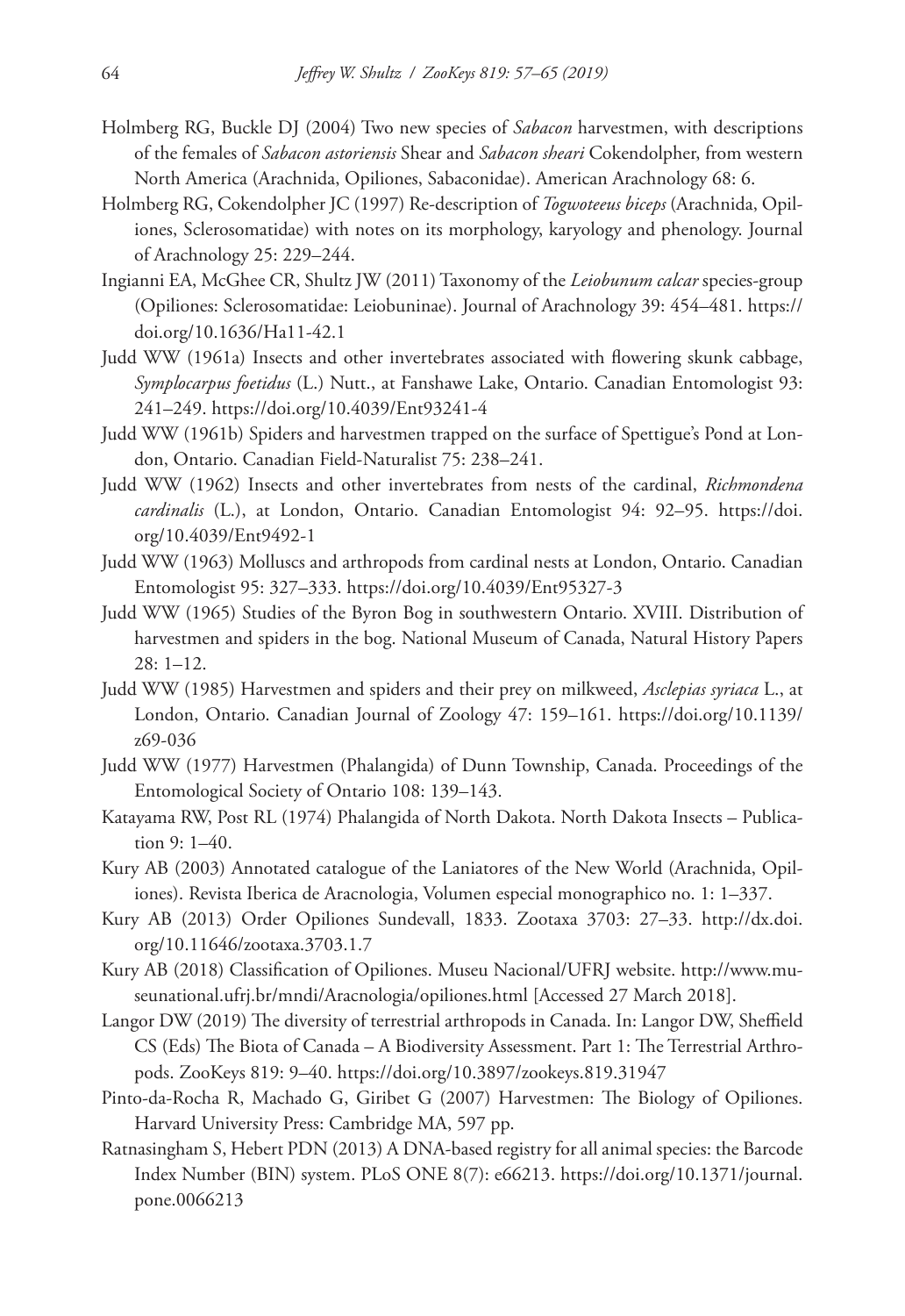Holmberg RG, Buckle DJ (2004) Two new species of *Sabacon* harvestmen, with descriptions of the females of *Sabacon astoriensis* Shear and *Sabacon sheari* Cokendolpher, from western North America (Arachnida, Opiliones, Sabaconidae). American Arachnology 68: 6.

Holmberg RG, Cokendolpher JC (1997) Re-description of *Togwoteeus biceps* (Arachnida, Opiliones, Sclerosomatidae) with notes on its morphology, karyology and phenology. Journal of Arachnology 25: 229–244.

Ingianni EA, McGhee CR, Shultz JW (2011) Taxonomy of the *Leiobunum calcar* species-group (Opiliones: Sclerosomatidae: Leiobuninae). Journal of Arachnology 39: 454–481. https://doi.org/10.1636/Ha11-42.1

Judd WW (1961a) Insects and other invertebrates associated with flowering skunk cabbage, *Symplocarpus foetidus* (L.) Nutt., at Fanshawe Lake, Ontario. Canadian Entomologist 93: 241–249. https://doi.org/10.4039/Ent93241-4

Judd WW (1961b) Spiders and harvestmen trapped on the surface of Spettigue's Pond at London, Ontario. Canadian Field-Naturalist 75: 238–241.

Judd WW (1962) Insects and other invertebrates from nests of the cardinal, *Richmondena cardinalis* (L.), at London, Ontario. Canadian Entomologist 94: 92–95. https://doi.org/10.4039/Ent9492-1

Judd WW (1963) Molluscs and arthropods from cardinal nests at London, Ontario. Canadian Entomologist 95: 327–333. https://doi.org/10.4039/Ent95327-3

Judd WW (1965) Studies of the Byron Bog in southwestern Ontario. XVIII. Distribution of harvestmen and spiders in the bog. National Museum of Canada, Natural History Papers 28: 1–12.

Judd WW (1985) Harvestmen and spiders and their prey on milkweed, *Asclepias syriaca* L., at London, Ontario. Canadian Journal of Zoology 47: 159–161. https://doi.org/10.1139/z69-036

Judd WW (1977) Harvestmen (Phalangida) of Dunn Township, Canada. Proceedings of the Entomological Society of Ontario 108: 139–143.

Katayama RW, Post RL (1974) Phalangida of North Dakota. North Dakota Insects – Publication 9: 1–40.

Kury AB (2003) Annotated catalogue of the Laniatores of the New World (Arachnida, Opiliones). Revista Iberica de Aracnologia, Volumen especial monographico no. 1: 1–337.

Kury AB (2013) Order Opiliones Sundevall, 1833. Zootaxa 3703: 27–33. http://dx.doi.org/10.11646/zootaxa.3703.1.7

Kury AB (2018) Classification of Opiliones. Museu Nacional/UFRJ website. http://www.museunational.ufrj.br/mndi/Aracnologia/opiliones.html [Accessed 27 March 2018].

Langor DW (2019) The diversity of terrestrial arthropods in Canada. In: Langor DW, Sheffield CS (Eds) The Biota of Canada – A Biodiversity Assessment. Part 1: The Terrestrial Arthropods. ZooKeys 819: 9–40. https://doi.org/10.3897/zookeys.819.31947

Pinto-da-Rocha R, Machado G, Giribet G (2007) Harvestmen: The Biology of Opiliones. Harvard University Press: Cambridge MA, 597 pp.

Ratnasingham S, Hebert PDN (2013) A DNA-based registry for all animal species: the Barcode Index Number (BIN) system. PLoS ONE 8(7): e66213. https://doi.org/10.1371/journal.pone.0066213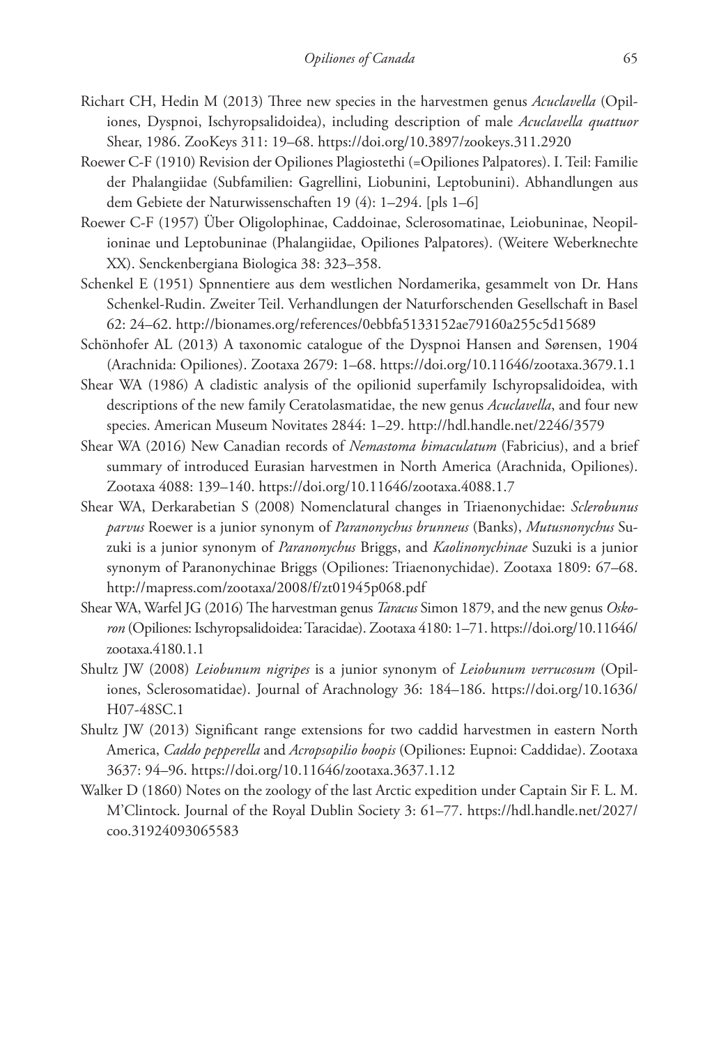Richart CH, Hedin M (2013) Three new species in the harvestmen genus *Acuclavella* (Opiliones, Dyspnoi, Ischyropsalidoidea), including description of male *Acuclavella quattuor* Shear, 1986. ZooKeys 311: 19–68. https://doi.org/10.3897/zookeys.311.2920

Roewer C-F (1910) Revision der Opiliones Plagiostethi (=Opiliones Palpatores). I. Teil: Familie der Phalangiidae (Subfamilien: Gagrellini, Liobunini, Leptobunini). Abhandlungen aus dem Gebiete der Naturwissenschaften 19 (4): 1–294. [pls 1–6]

Roewer C-F (1957) Über Oligolophinae, Caddoinae, Sclerosomatinae, Leiobuninae, Neopilioninae und Leptobuninae (Phalangiidae, Opiliones Palpatores). (Weitere Weberknechte XX). Senckenbergiana Biologica 38: 323–358.

Schenkel E (1951) Spnnentiere aus dem westlichen Nordamerika, gesammelt von Dr. Hans Schenkel-Rudin. Zweiter Teil. Verhandlungen der Naturforschenden Gesellschaft in Basel 62: 24–62. http://bionames.org/references/0ebbfa5133152ae79160a255c5d15689

Schönhofer AL (2013) A taxonomic catalogue of the Dyspnoi Hansen and Sørensen, 1904 (Arachnida: Opiliones). Zootaxa 2679: 1–68. https://doi.org/10.11646/zootaxa.3679.1.1

Shear WA (1986) A cladistic analysis of the opilionid superfamily Ischyropsalidoidea, with descriptions of the new family Ceratolasmatidae, the new genus *Acuclavella*, and four new species. American Museum Novitates 2844: 1–29. http://hdl.handle.net/2246/3579

Shear WA (2016) New Canadian records of *Nemastoma bimaculatum* (Fabricius), and a brief summary of introduced Eurasian harvestmen in North America (Arachnida, Opiliones). Zootaxa 4088: 139–140. https://doi.org/10.11646/zootaxa.4088.1.7

Shear WA, Derkarabetian S (2008) Nomenclatural changes in Triaenonychidae: *Sclerobunus parvus* Roewer is a junior synonym of *Paranonychus brunneus* (Banks), *Mutusnonychus* Suzuki is a junior synonym of *Paranonychus* Briggs, and *Kaolinonychinae* Suzuki is a junior synonym of Paranonychinae Briggs (Opiliones: Triaenonychidae). Zootaxa 1809: 67–68. http://mapress.com/zootaxa/2008/f/zt01945p068.pdf

Shear WA, Warfel JG (2016) The harvestman genus *Taracus* Simon 1879, and the new genus *Oskoron* (Opiliones: Ischyropsalidoidea: Taracidae). Zootaxa 4180: 1–71. https://doi.org/10.11646/zootaxa.4180.1.1

Shultz JW (2008) *Leiobunum nigripes* is a junior synonym of *Leiobunum verrucosum* (Opiliones, Sclerosomatidae). Journal of Arachnology 36: 184–186. https://doi.org/10.1636/H07-48SC.1

Shultz JW (2013) Significant range extensions for two caddid harvestmen in eastern North America, *Caddo pepperella* and *Acropsopilio boopis* (Opiliones: Eupnoi: Caddidae). Zootaxa 3637: 94–96. https://doi.org/10.11646/zootaxa.3637.1.12

Walker D (1860) Notes on the zoology of the last Arctic expedition under Captain Sir F. L. M. M'Clintock. Journal of the Royal Dublin Society 3: 61–77. https://hdl.handle.net/2027/coo.31924093065583